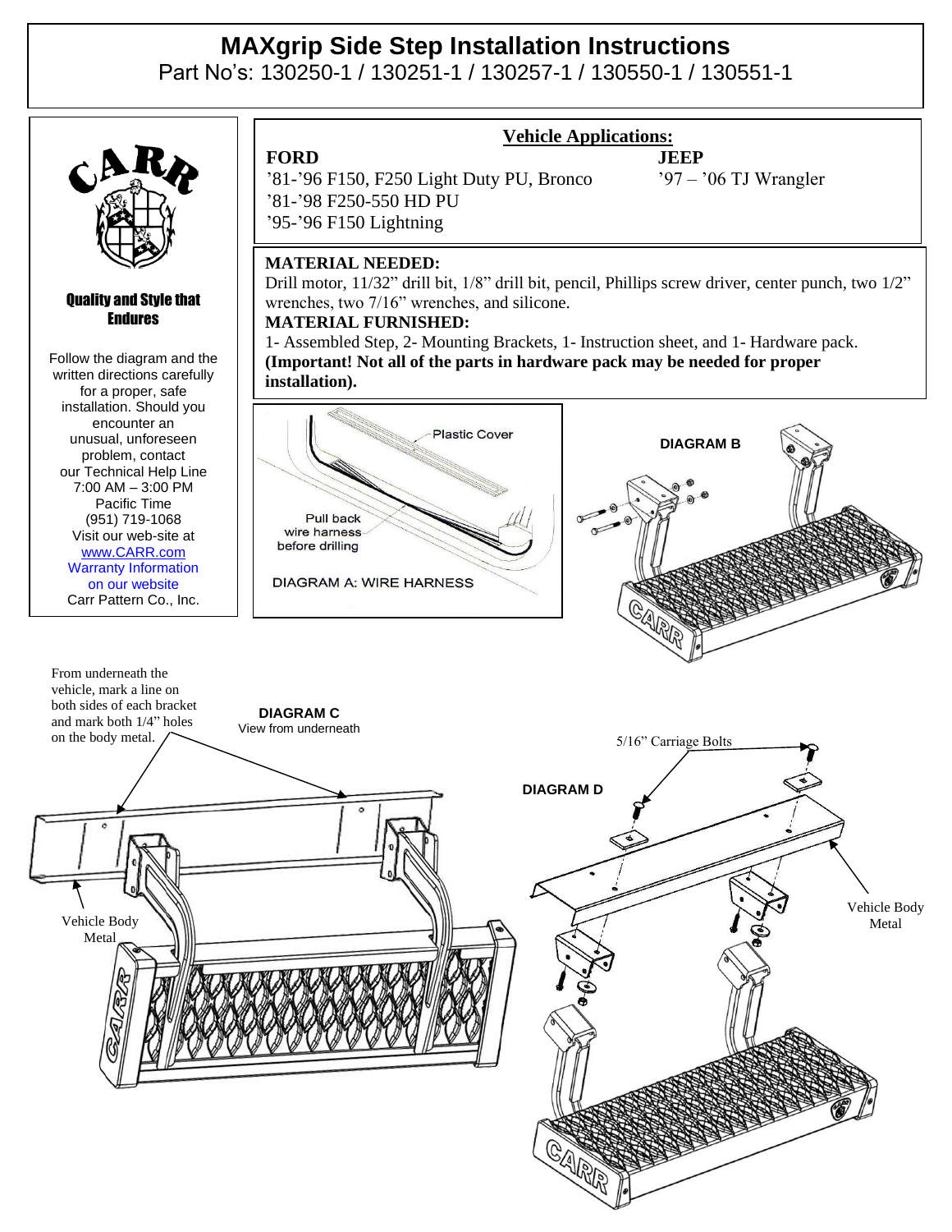# MAXgrip Side Step Installation Instructions

Part No's: 130250-1 / 130251-1 / 130257-1 / 130550-1 / 130551-1

**Quality and Style that Endures**

Follow the diagram and the written directions carefully for a proper, safe installation. Should you encounter an unusual, unforeseen problem, contact our Technical Help Line 7:00 AM – 3:00 PM Pacific Time (951) 719-1068 Visit our web-site at www.CARR.com Warranty Information on our website

Carr Pattern Co., Inc.

## Vehicle Applications:

**FORD**

'81-'96 F150, F250 Light Duty PU, Bronco
'81-'98 F250-550 HD PU
'95-'96 F150 Lightning

**JEEP**

'97 – '06 TJ Wrangler

**MATERIAL NEEDED:**

Drill motor, 11/32" drill bit, 1/8" drill bit, pencil, Phillips screw driver, center punch, two 1/2" wrenches, two 7/16" wrenches, and silicone.

**MATERIAL FURNISHED:**

1- Assembled Step, 2- Mounting Brackets, 1- Instruction sheet, and 1- Hardware pack. **(Important! Not all of the parts in hardware pack may be needed for proper installation).**

Plastic Cover

Pull back wire harness before drilling

DIAGRAM A: WIRE HARNESS

DIAGRAM B

From underneath the vehicle, mark a line on both sides of each bracket and mark both 1/4" holes on the body metal.

**DIAGRAM C**
View from underneath

Vehicle Body Metal

**DIAGRAM D**

5/16" Carriage Bolts

Vehicle Body Metal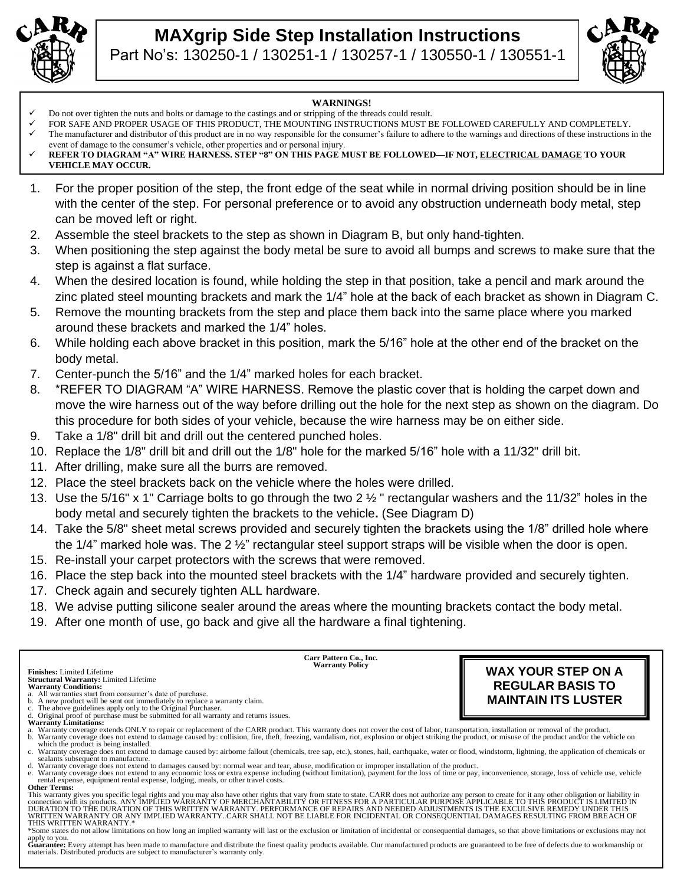# MAXgrip Side Step Installation Instructions

Part No's: 130250-1 / 130251-1 / 130257-1 / 130550-1 / 130551-1

**WARNINGS!**

- ✓ Do not over tighten the nuts and bolts or damage to the castings and or stripping of the threads could result.
- ✓ FOR SAFE AND PROPER USAGE OF THIS PRODUCT, THE MOUNTING INSTRUCTIONS MUST BE FOLLOWED CAREFULLY AND COMPLETELY.
- ✓ The manufacturer and distributor of this product are in no way responsible for the consumer's failure to adhere to the warnings and directions of these instructions in the event of damage to the consumer's vehicle, other properties and or personal injury.
- ✓ **REFER TO DIAGRAM "A" WIRE HARNESS. STEP "8" ON THIS PAGE MUST BE FOLLOWED—IF NOT, ELECTRICAL DAMAGE TO YOUR VEHICLE MAY OCCUR.**

1. For the proper position of the step, the front edge of the seat while in normal driving position should be in line with the center of the step. For personal preference or to avoid any obstruction underneath body metal, step can be moved left or right.
2. Assemble the steel brackets to the step as shown in Diagram B, but only hand-tighten.
3. When positioning the step against the body metal be sure to avoid all bumps and screws to make sure that the step is against a flat surface.
4. When the desired location is found, while holding the step in that position, take a pencil and mark around the zinc plated steel mounting brackets and mark the 1/4" hole at the back of each bracket as shown in Diagram C.
5. Remove the mounting brackets from the step and place them back into the same place where you marked around these brackets and marked the 1/4" holes.
6. While holding each above bracket in this position, mark the 5/16" hole at the other end of the bracket on the body metal.
7. Center-punch the 5/16" and the 1/4" marked holes for each bracket.
8. *REFER TO DIAGRAM "A" WIRE HARNESS. Remove the plastic cover that is holding the carpet down and move the wire harness out of the way before drilling out the hole for the next step as shown on the diagram. Do this procedure for both sides of your vehicle, because the wire harness may be on either side.
9. Take a 1/8" drill bit and drill out the centered punched holes.
10. Replace the 1/8" drill bit and drill out the 1/8" hole for the marked 5/16" hole with a 11/32" drill bit.
11. After drilling, make sure all the burrs are removed.
12. Place the steel brackets back on the vehicle where the holes were drilled.
13. Use the 5/16" x 1" Carriage bolts to go through the two 2 ½ " rectangular washers and the 11/32" holes in the body metal and securely tighten the brackets to the vehicle**.** (See Diagram D)
14. Take the 5/8" sheet metal screws provided and securely tighten the brackets using the 1/8" drilled hole where the 1/4" marked hole was. The 2 ½" rectangular steel support straps will be visible when the door is open.
15. Re-install your carpet protectors with the screws that were removed.
16. Place the step back into the mounted steel brackets with the 1/4" hardware provided and securely tighten.
17. Check again and securely tighten ALL hardware.
18. We advise putting silicone sealer around the areas where the mounting brackets contact the body metal.
19. After one month of use, go back and give all the hardware a final tightening.

**Carr Pattern Co., Inc.**
**Warranty Policy**

**WAX YOUR STEP ON A REGULAR BASIS TO MAINTAIN ITS LUSTER**

**Finishes:** Limited Lifetime
**Structural Warranty:** Limited Lifetime
**Warranty Conditions:**

a. All warranties start from consumer's date of purchase.
b. A new product will be sent out immediately to replace a warranty claim.
c. The above guidelines apply only to the Original Purchaser.
d. Original proof of purchase must be submitted for all warranty and returns issues.

**Warranty Limitations:**

a. Warranty coverage extends ONLY to repair or replacement of the CARR product. This warranty does not cover the cost of labor, transportation, installation or removal of the product.
b. Warranty coverage does not extend to damage caused by: collision, fire, theft, freezing, vandalism, riot, explosion or object striking the product, or misuse of the product and/or the vehicle on which the product is being installed.
c. Warranty coverage does not extend to damage caused by: airborne fallout (chemicals, tree sap, etc.), stones, hail, earthquake, water or flood, windstorm, lightning, the application of chemicals or sealants subsequent to manufacture.
d. Warranty coverage does not extend to damages caused by: normal wear and tear, abuse, modification or improper installation of the product.
e. Warranty coverage does not extend to any economic loss or extra expense including (without limitation), payment for the loss of time or pay, inconvenience, storage, loss of vehicle use, vehicle rental expense, equipment rental expense, lodging, meals, or other travel costs.

**Other Terms:**
This warranty gives you specific legal rights and you may also have other rights that vary from state to state. CARR does not authorize any person to create for it any other obligation or liability in connection with its products. ANY IMPLIED WARRANTY OF MERCHANTABILITY OR FITNESS FOR A PARTICULAR PURPOSE APPLICABLE TO THIS PRODUCT IS LIMITED IN DURATION TO THE DURATION OF THIS WRITTEN WARRANTY. PERFORMANCE OF REPAIRS AND NEEDED ADJUSTMENTS IS THE EXCULSIVE REMEDY UNDER THIS WRITTEN WARRANTY OR ANY IMPLIED WARRANTY. CARR SHALL NOT BE LIABLE FOR INCIDENTAL OR CONSEQUENTIAL DAMAGES RESULTING FROM BREACH OF THIS WRITTEN WARRANTY.*
*Some states do not allow limitations on how long an implied warranty will last or the exclusion or limitation of incidental or consequential damages, so that above limitations or exclusions may not apply to you.
**Guarantee:** Every attempt has been made to manufacture and distribute the finest quality products available. Our manufactured products are guaranteed to be free of defects due to workmanship or materials. Distributed products are subject to manufacturer's warranty only.